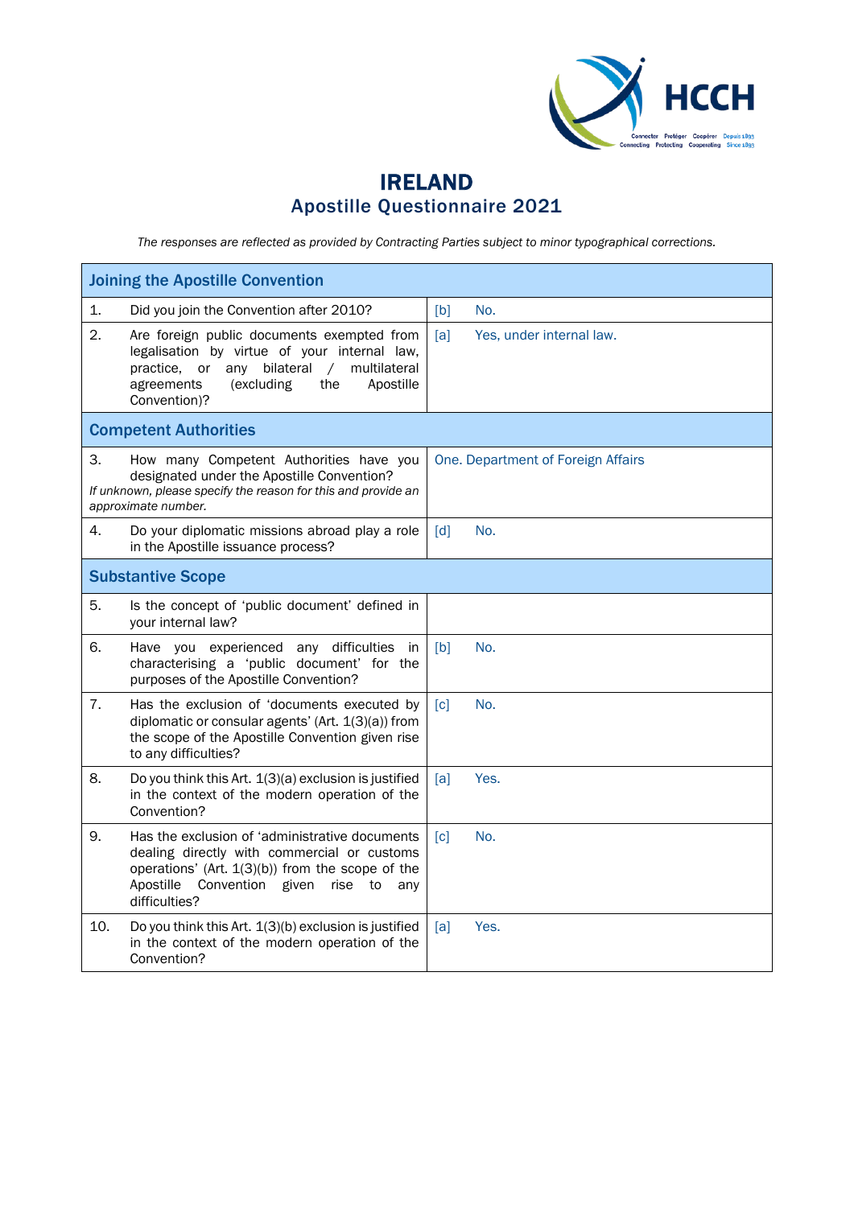# IRELAND
## Apostille Questionnaire 2021

*The responses are reflected as provided by Contracting Parties subject to minor typographical corrections.*

| Joining the Apostille Convention | |
|---|---|
| 1. Did you join the Convention after 2010? | [b] No. |
| 2. Are foreign public documents exempted from legalisation by virtue of your internal law, practice, or any bilateral / multilateral agreements (excluding the Apostille Convention)? | [a] Yes, under internal law. |
| **Competent Authorities** | |
| 3. How many Competent Authorities have you designated under the Apostille Convention? *If unknown, please specify the reason for this and provide an approximate number.* | One. Department of Foreign Affairs |
| 4. Do your diplomatic missions abroad play a role in the Apostille issuance process? | [d] No. |
| **Substantive Scope** | |
| 5. Is the concept of 'public document' defined in your internal law? | |
| 6. Have you experienced any difficulties in characterising a 'public document' for the purposes of the Apostille Convention? | [b] No. |
| 7. Has the exclusion of 'documents executed by diplomatic or consular agents' (Art. 1(3)(a)) from the scope of the Apostille Convention given rise to any difficulties? | [c] No. |
| 8. Do you think this Art. 1(3)(a) exclusion is justified in the context of the modern operation of the Convention? | [a] Yes. |
| 9. Has the exclusion of 'administrative documents dealing directly with commercial or customs operations' (Art. 1(3)(b)) from the scope of the Apostille Convention given rise to any difficulties? | [c] No. |
| 10. Do you think this Art. 1(3)(b) exclusion is justified in the context of the modern operation of the Convention? | [a] Yes. |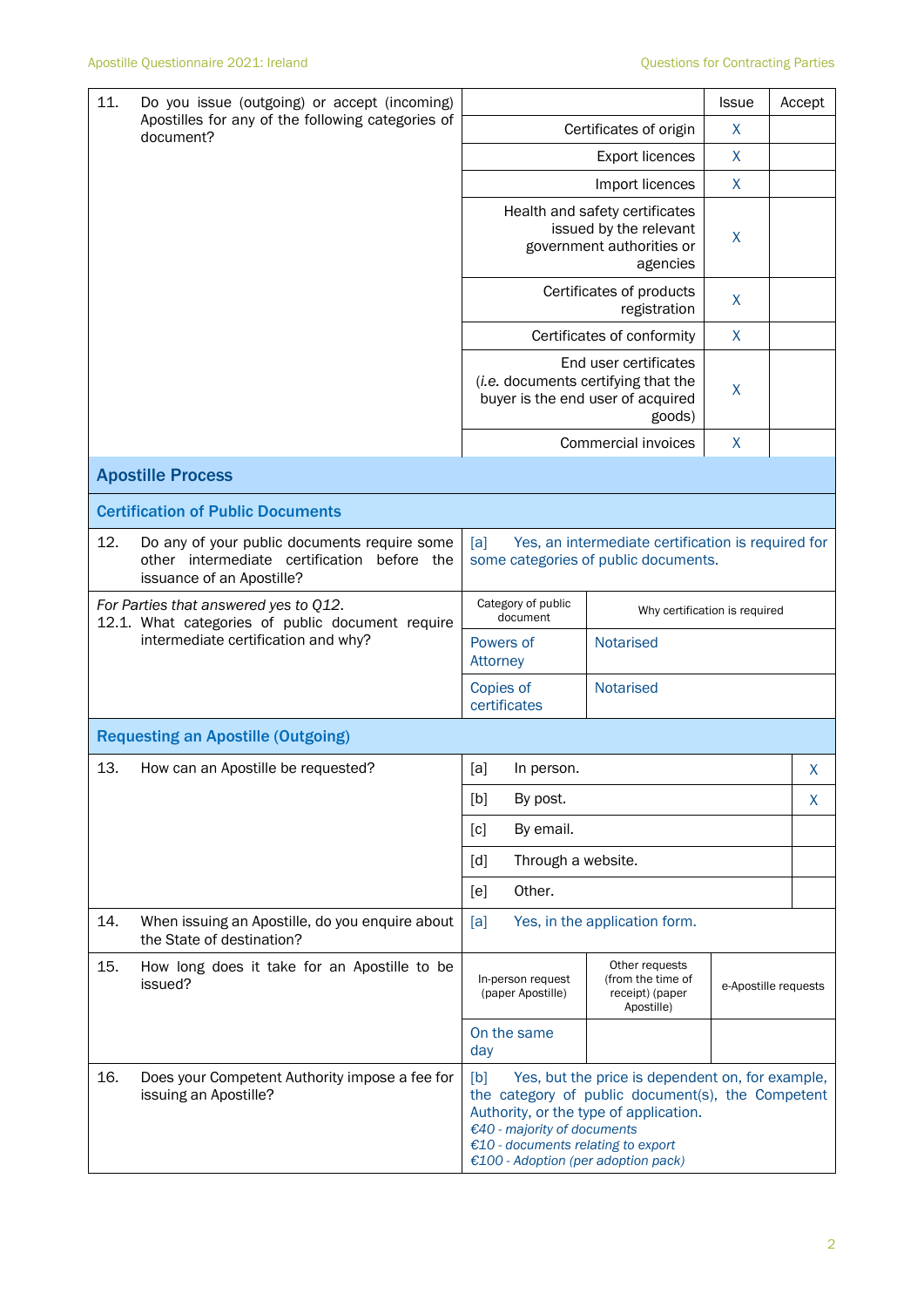| 11. Do you issue (outgoing) or accept (incoming) Apostilles for any of the following categories of document? | | Issue | Accept |
|---|---|---|---|
| | Certificates of origin | X | |
| | Export licences | X | |
| | Import licences | X | |
| | Health and safety certificates issued by the relevant government authorities or agencies | X | |
| | Certificates of products registration | X | |
| | Certificates of conformity | X | |
| | End user certificates (*i.e.* documents certifying that the buyer is the end user of acquired goods) | X | |
| | Commercial invoices | X | |

## Apostille Process

### Certification of Public Documents

| 12. Do any of your public documents require some other intermediate certification before the issuance of an Apostille? | [a] Yes, an intermediate certification is required for some categories of public documents. | |
|---|---|---|
| *For Parties that answered yes to Q12.* 12.1. What categories of public document require intermediate certification and why? | Category of public document | Why certification is required |
| | Powers of Attorney | Notarised |
| | Copies of certificates | Notarised |

### Requesting an Apostille (Outgoing)

| 13. How can an Apostille be requested? | | |
|---|---|---|
| | [a] In person. | X |
| | [b] By post. | X |
| | [c] By email. | |
| | [d] Through a website. | |
| | [e] Other. | |

| 14. When issuing an Apostille, do you enquire about the State of destination? | [a] Yes, in the application form. |
|---|---|

| 15. How long does it take for an Apostille to be issued? | In-person request (paper Apostille) | Other requests (from the time of receipt) (paper Apostille) | e-Apostille requests |
|---|---|---|---|
| | On the same day | | |

| 16. Does your Competent Authority impose a fee for issuing an Apostille? | [b] Yes, but the price is dependent on, for example, the category of public document(s), the Competent Authority, or the type of application. *€40 - majority of documents* *€10 - documents relating to export* *€100 - Adoption (per adoption pack)* |
|---|---|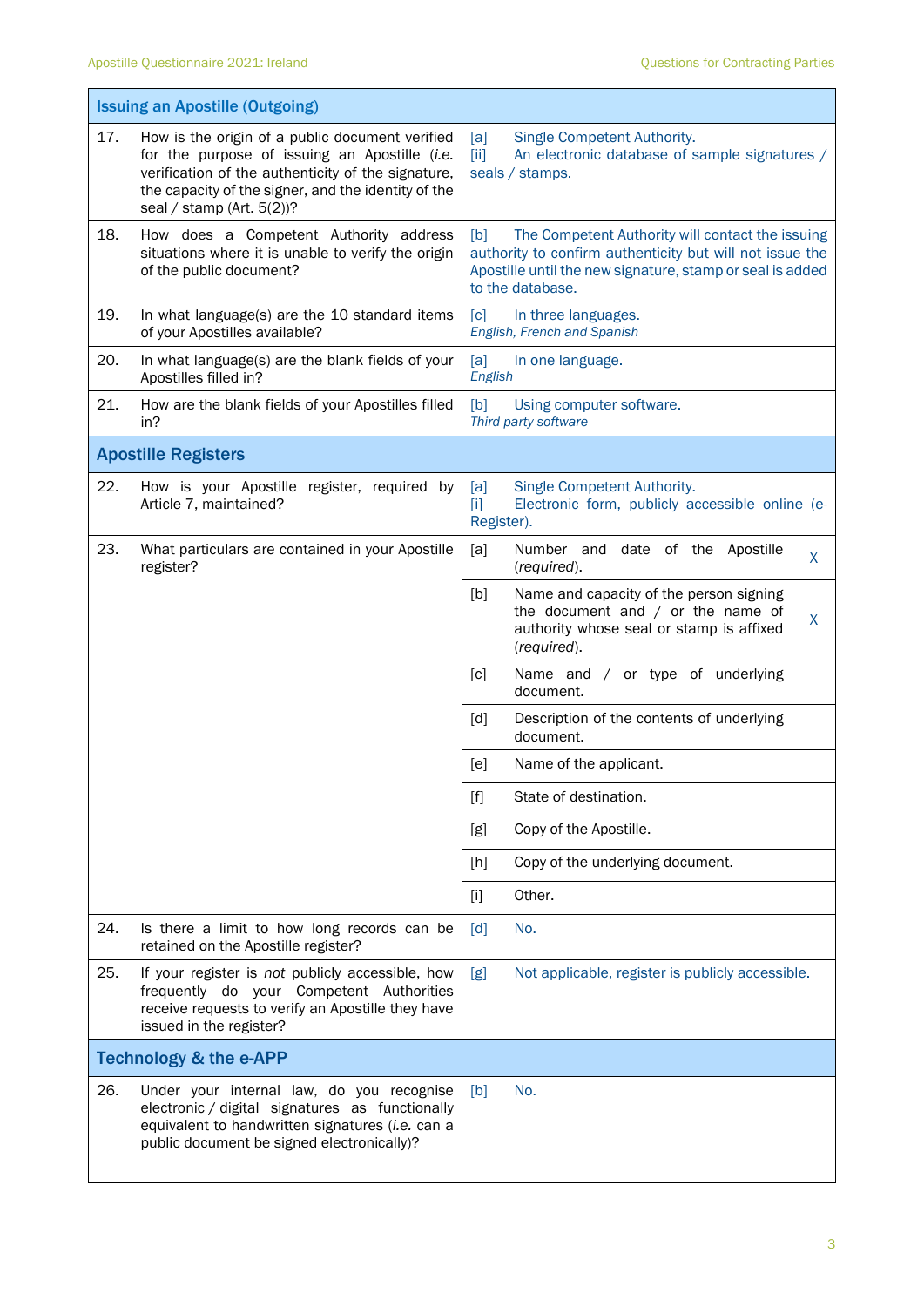| Issuing an Apostille (Outgoing) | | | |
|---|---|---|---|
| 17. | How is the origin of a public document verified for the purpose of issuing an Apostille (*i.e.* verification of the authenticity of the signature, the capacity of the signer, and the identity of the seal / stamp (Art. 5(2))? | [a] Single Competent Authority.<br>[ii] An electronic database of sample signatures / seals / stamps. | |
| 18. | How does a Competent Authority address situations where it is unable to verify the origin of the public document? | [b] The Competent Authority will contact the issuing authority to confirm authenticity but will not issue the Apostille until the new signature, stamp or seal is added to the database. | |
| 19. | In what language(s) are the 10 standard items of your Apostilles available? | [c] In three languages.<br>*English, French and Spanish* | |
| 20. | In what language(s) are the blank fields of your Apostilles filled in? | [a] In one language.<br>*English* | |
| 21. | How are the blank fields of your Apostilles filled in? | [b] Using computer software.<br>*Third party software* | |
| **Apostille Registers** | | | |
| 22. | How is your Apostille register, required by Article 7, maintained? | [a] Single Competent Authority.<br>[i] Electronic form, publicly accessible online (e-Register). | |
| 23. | What particulars are contained in your Apostille register? | [a] Number and date of the Apostille (*required*). | X |
| | | [b] Name and capacity of the person signing the document and / or the name of authority whose seal or stamp is affixed (*required*). | X |
| | | [c] Name and / or type of underlying document. | |
| | | [d] Description of the contents of underlying document. | |
| | | [e] Name of the applicant. | |
| | | [f] State of destination. | |
| | | [g] Copy of the Apostille. | |
| | | [h] Copy of the underlying document. | |
| | | [i] Other. | |
| 24. | Is there a limit to how long records can be retained on the Apostille register? | [d] No. | |
| 25. | If your register is *not* publicly accessible, how frequently do your Competent Authorities receive requests to verify an Apostille they have issued in the register? | [g] Not applicable, register is publicly accessible. | |
| **Technology & the e-APP** | | | |
| 26. | Under your internal law, do you recognise electronic / digital signatures as functionally equivalent to handwritten signatures (*i.e.* can a public document be signed electronically)? | [b] No. | |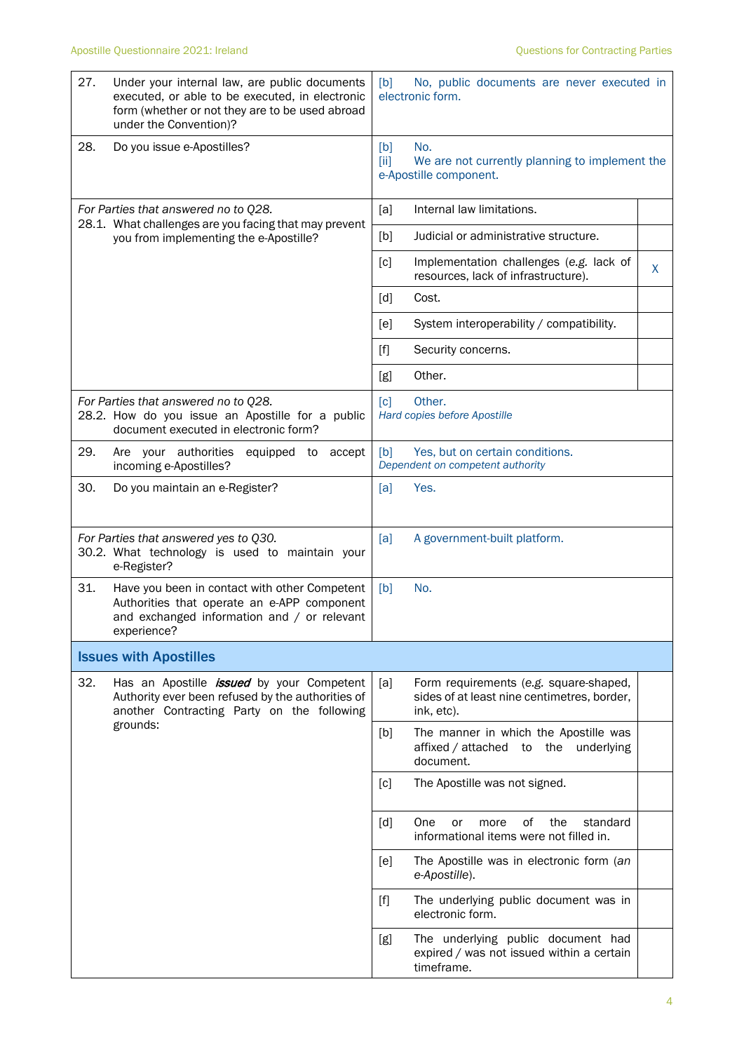| | | |
|---|---|---|
| 27. Under your internal law, are public documents executed, or able to be executed, in electronic form (whether or not they are to be used abroad under the Convention)? | [b] No, public documents are never executed in electronic form. | |
| 28. Do you issue e-Apostilles? | [b] No.<br>[ii] We are not currently planning to implement the e-Apostille component. | |
| *For Parties that answered no to Q28.*<br>28.1. What challenges are you facing that may prevent you from implementing the e-Apostille? | [a] Internal law limitations. | |
| | [b] Judicial or administrative structure. | |
| | [c] Implementation challenges (*e.g.* lack of resources, lack of infrastructure). | X |
| | [d] Cost. | |
| | [e] System interoperability / compatibility. | |
| | [f] Security concerns. | |
| | [g] Other. | |
| *For Parties that answered no to Q28.*<br>28.2. How do you issue an Apostille for a public document executed in electronic form? | [c] Other.<br>*Hard copies before Apostille* | |
| 29. Are your authorities equipped to accept incoming e-Apostilles? | [b] Yes, but on certain conditions.<br>*Dependent on competent authority* | |
| 30. Do you maintain an e-Register? | [a] Yes. | |
| *For Parties that answered yes to Q30.*<br>30.2. What technology is used to maintain your e-Register? | [a] A government-built platform. | |
| 31. Have you been in contact with other Competent Authorities that operate an e-APP component and exchanged information and / or relevant experience? | [b] No. | |

## Issues with Apostilles

| | | |
|---|---|---|
| 32. Has an Apostille ***issued*** by your Competent Authority ever been refused by the authorities of another Contracting Party on the following grounds: | [a] Form requirements (*e.g.* square-shaped, sides of at least nine centimetres, border, ink, etc). | |
| | [b] The manner in which the Apostille was affixed / attached to the underlying document. | |
| | [c] The Apostille was not signed. | |
| | [d] One or more of the standard informational items were not filled in. | |
| | [e] The Apostille was in electronic form (*an e-Apostille*). | |
| | [f] The underlying public document was in electronic form. | |
| | [g] The underlying public document had expired / was not issued within a certain timeframe. | |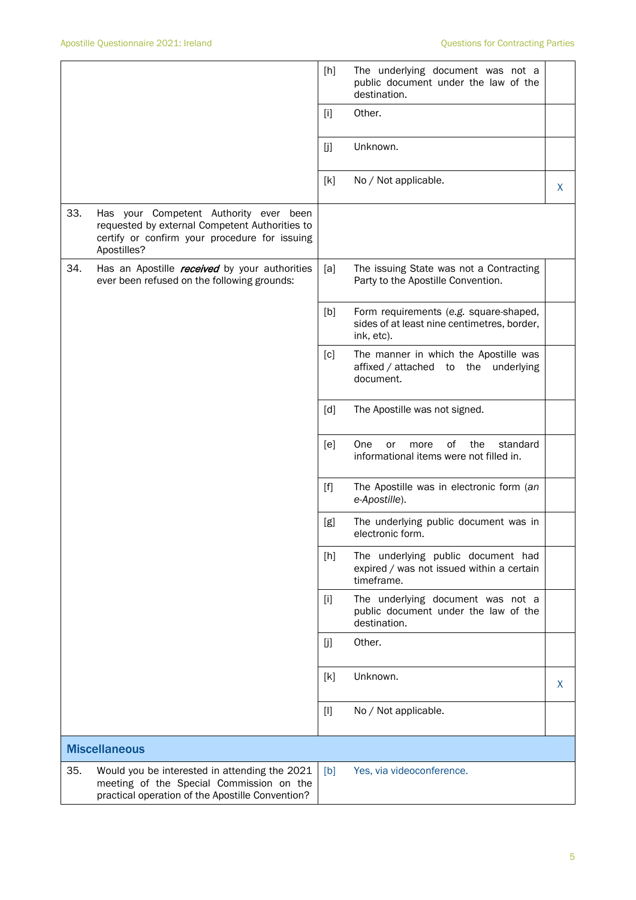| Question | Option | Answer | Mark |
|---|---|---|---|
| | [h] | The underlying document was not a public document under the law of the destination. | |
| | [i] | Other. | |
| | [j] | Unknown. | |
| | [k] | No / Not applicable. | X |
| 33. Has your Competent Authority ever been requested by external Competent Authorities to certify or confirm your procedure for issuing Apostilles? | | | |
| 34. Has an Apostille ***received*** by your authorities ever been refused on the following grounds: | [a] | The issuing State was not a Contracting Party to the Apostille Convention. | |
| | [b] | Form requirements (*e.g.* square-shaped, sides of at least nine centimetres, border, ink, etc). | |
| | [c] | The manner in which the Apostille was affixed / attached to the underlying document. | |
| | [d] | The Apostille was not signed. | |
| | [e] | One or more of the standard informational items were not filled in. | |
| | [f] | The Apostille was in electronic form (*an e-Apostille*). | |
| | [g] | The underlying public document was in electronic form. | |
| | [h] | The underlying public document had expired / was not issued within a certain timeframe. | |
| | [i] | The underlying document was not a public document under the law of the destination. | |
| | [j] | Other. | |
| | [k] | Unknown. | X |
| | [l] | No / Not applicable. | |

## Miscellaneous

| Question | Option | Answer |
|---|---|---|
| 35. Would you be interested in attending the 2021 meeting of the Special Commission on the practical operation of the Apostille Convention? | [b] | Yes, via videoconference. |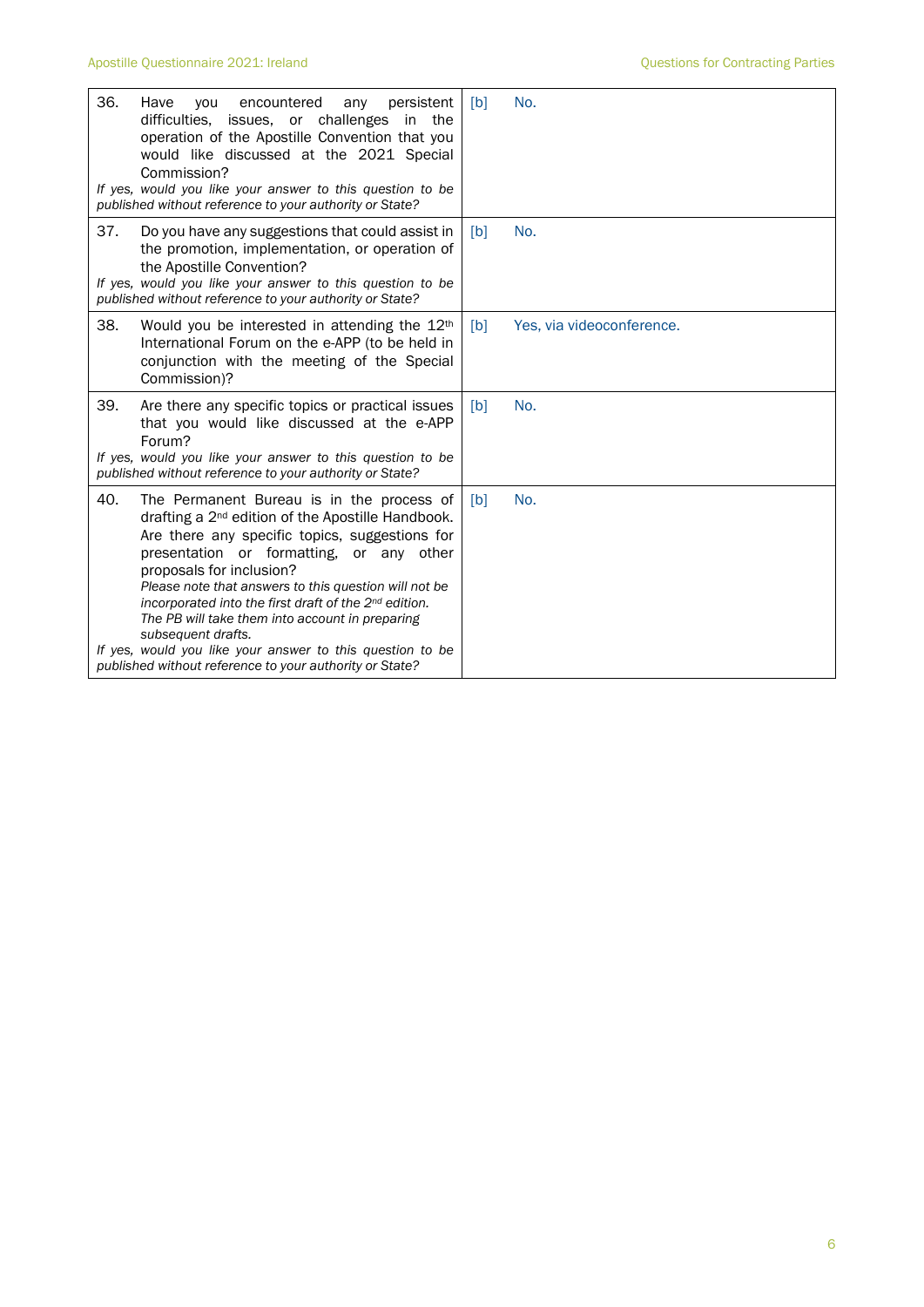| | |
|---|---|
| 36. Have you encountered any persistent difficulties, issues, or challenges in the operation of the Apostille Convention that you would like discussed at the 2021 Special Commission?<br>*If yes, would you like your answer to this question to be published without reference to your authority or State?* | [b] No. |
| 37. Do you have any suggestions that could assist in the promotion, implementation, or operation of the Apostille Convention?<br>*If yes, would you like your answer to this question to be published without reference to your authority or State?* | [b] No. |
| 38. Would you be interested in attending the 12th International Forum on the e-APP (to be held in conjunction with the meeting of the Special Commission)? | [b] Yes, via videoconference. |
| 39. Are there any specific topics or practical issues that you would like discussed at the e-APP Forum?<br>*If yes, would you like your answer to this question to be published without reference to your authority or State?* | [b] No. |
| 40. The Permanent Bureau is in the process of drafting a 2nd edition of the Apostille Handbook. Are there any specific topics, suggestions for presentation or formatting, or any other proposals for inclusion?<br>*Please note that answers to this question will not be incorporated into the first draft of the 2nd edition. The PB will take them into account in preparing subsequent drafts.*<br>*If yes, would you like your answer to this question to be published without reference to your authority or State?* | [b] No. |